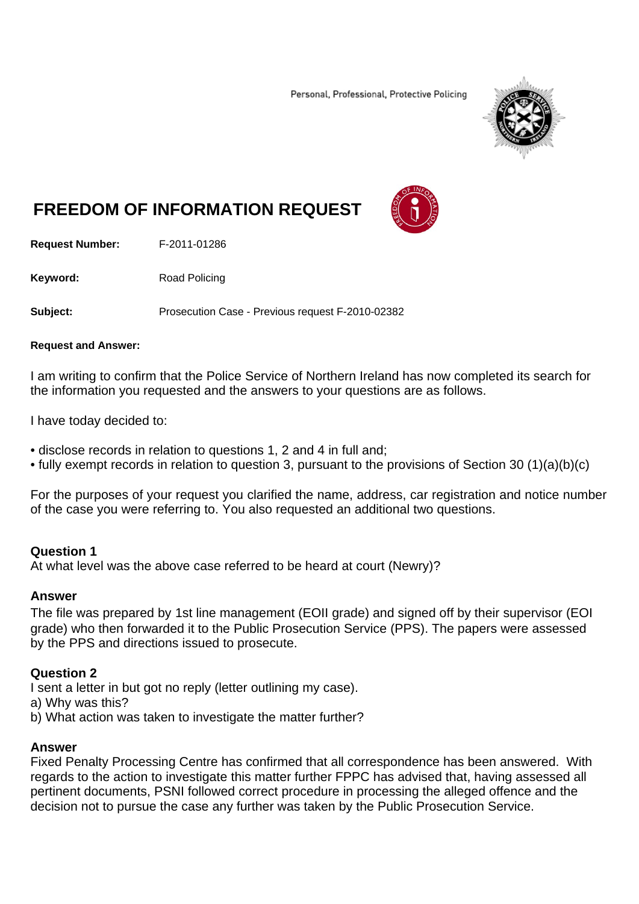Personal, Professional, Protective Policing

# FREEDOM OF INFORMATION REQUEST

**Request Number:** F-2011-01286

**Keyword:** Road Policing

**Subject:** Prosecution Case - Previous request F-2010-02382

**Request and Answer:**

I am writing to confirm that the Police Service of Northern Ireland has now completed its search for the information you requested and the answers to your questions are as follows.

I have today decided to:

- disclose records in relation to questions 1, 2 and 4 in full and;
- fully exempt records in relation to question 3, pursuant to the provisions of Section 30 (1)(a)(b)(c)

For the purposes of your request you clarified the name, address, car registration and notice number of the case you were referring to. You also requested an additional two questions.

**Question 1**
At what level was the above case referred to be heard at court (Newry)?

**Answer**
The file was prepared by 1st line management (EOII grade) and signed off by their supervisor (EOI grade) who then forwarded it to the Public Prosecution Service (PPS). The papers were assessed by the PPS and directions issued to prosecute.

**Question 2**
I sent a letter in but got no reply (letter outlining my case).
a) Why was this?
b) What action was taken to investigate the matter further?

**Answer**
Fixed Penalty Processing Centre has confirmed that all correspondence has been answered. With regards to the action to investigate this matter further FPPC has advised that, having assessed all pertinent documents, PSNI followed correct procedure in processing the alleged offence and the decision not to pursue the case any further was taken by the Public Prosecution Service.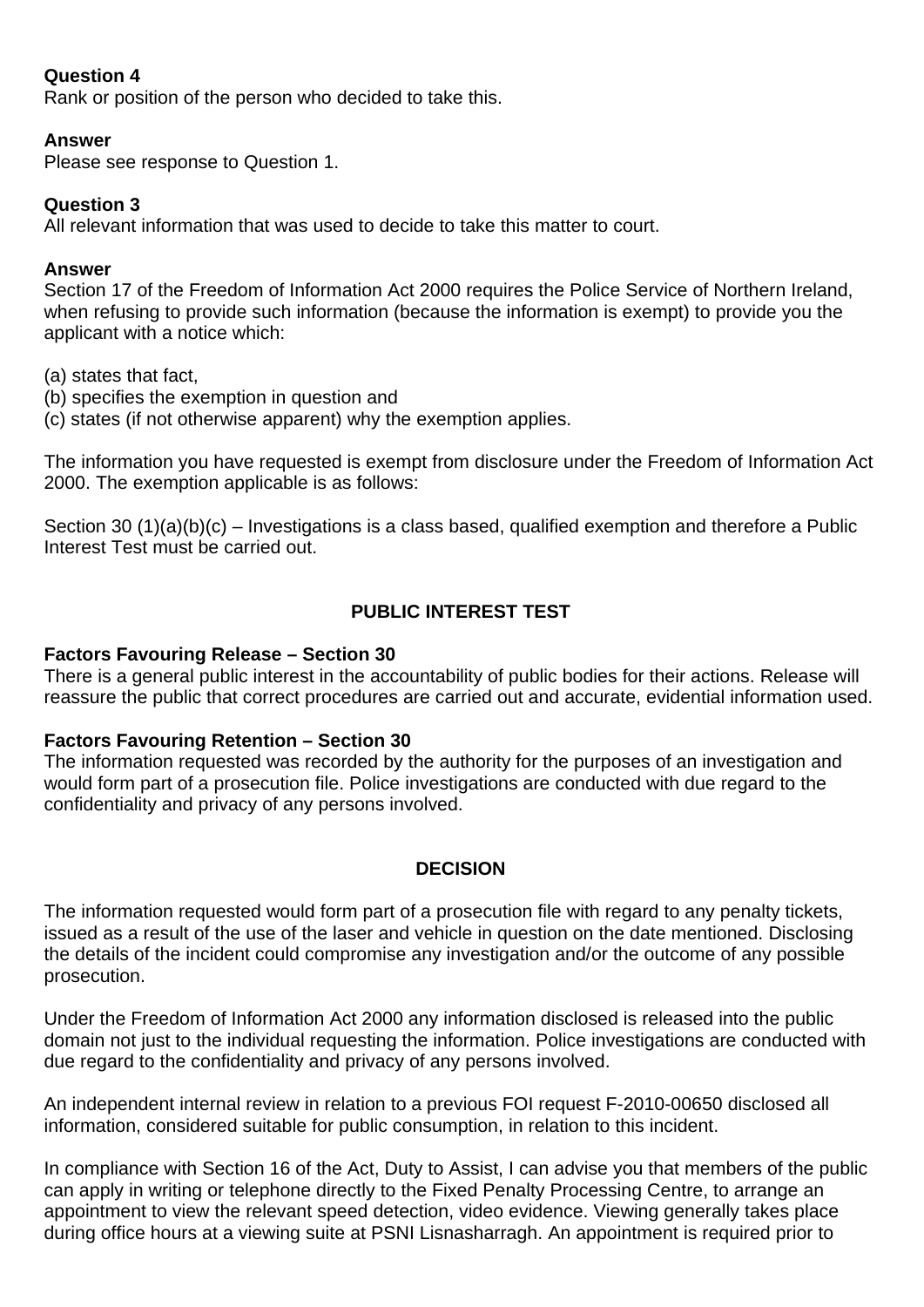**Question 4**
Rank or position of the person who decided to take this.

**Answer**
Please see response to Question 1.

**Question 3**
All relevant information that was used to decide to take this matter to court.

**Answer**
Section 17 of the Freedom of Information Act 2000 requires the Police Service of Northern Ireland, when refusing to provide such information (because the information is exempt) to provide you the applicant with a notice which:

(a) states that fact,
(b) specifies the exemption in question and
(c) states (if not otherwise apparent) why the exemption applies.

The information you have requested is exempt from disclosure under the Freedom of Information Act 2000. The exemption applicable is as follows:

Section 30 (1)(a)(b)(c) – Investigations is a class based, qualified exemption and therefore a Public Interest Test must be carried out.

**PUBLIC INTEREST TEST**

**Factors Favouring Release – Section 30**
There is a general public interest in the accountability of public bodies for their actions. Release will reassure the public that correct procedures are carried out and accurate, evidential information used.

**Factors Favouring Retention – Section 30**
The information requested was recorded by the authority for the purposes of an investigation and would form part of a prosecution file. Police investigations are conducted with due regard to the confidentiality and privacy of any persons involved.

**DECISION**

The information requested would form part of a prosecution file with regard to any penalty tickets, issued as a result of the use of the laser and vehicle in question on the date mentioned. Disclosing the details of the incident could compromise any investigation and/or the outcome of any possible prosecution.

Under the Freedom of Information Act 2000 any information disclosed is released into the public domain not just to the individual requesting the information. Police investigations are conducted with due regard to the confidentiality and privacy of any persons involved.

An independent internal review in relation to a previous FOI request F-2010-00650 disclosed all information, considered suitable for public consumption, in relation to this incident.

In compliance with Section 16 of the Act, Duty to Assist, I can advise you that members of the public can apply in writing or telephone directly to the Fixed Penalty Processing Centre, to arrange an appointment to view the relevant speed detection, video evidence. Viewing generally takes place during office hours at a viewing suite at PSNI Lisnasharragh. An appointment is required prior to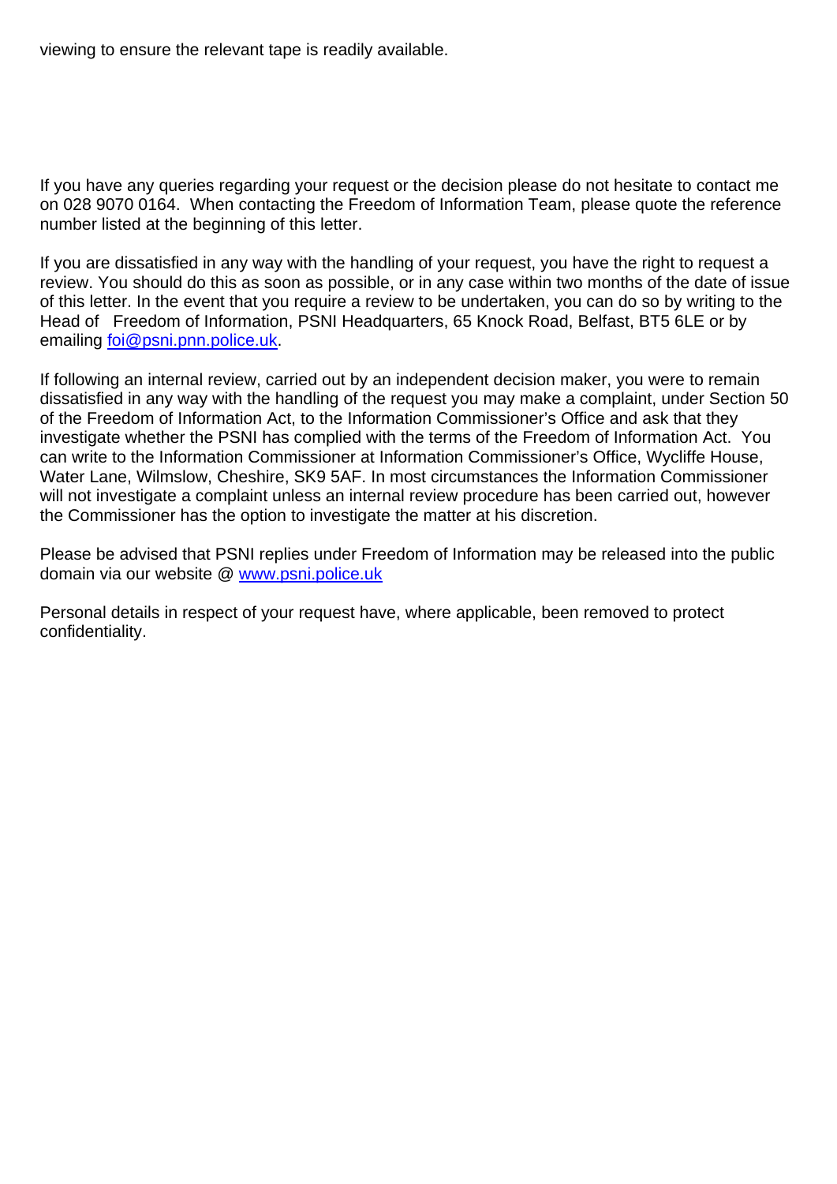viewing to ensure the relevant tape is readily available.

If you have any queries regarding your request or the decision please do not hesitate to contact me on 028 9070 0164. When contacting the Freedom of Information Team, please quote the reference number listed at the beginning of this letter.

If you are dissatisfied in any way with the handling of your request, you have the right to request a review. You should do this as soon as possible, or in any case within two months of the date of issue of this letter. In the event that you require a review to be undertaken, you can do so by writing to the Head of Freedom of Information, PSNI Headquarters, 65 Knock Road, Belfast, BT5 6LE or by emailing [foi@psni.pnn.police.uk](mailto:foi@psni.pnn.police.uk).

If following an internal review, carried out by an independent decision maker, you were to remain dissatisfied in any way with the handling of the request you may make a complaint, under Section 50 of the Freedom of Information Act, to the Information Commissioner's Office and ask that they investigate whether the PSNI has complied with the terms of the Freedom of Information Act. You can write to the Information Commissioner at Information Commissioner's Office, Wycliffe House, Water Lane, Wilmslow, Cheshire, SK9 5AF. In most circumstances the Information Commissioner will not investigate a complaint unless an internal review procedure has been carried out, however the Commissioner has the option to investigate the matter at his discretion.

Please be advised that PSNI replies under Freedom of Information may be released into the public domain via our website @ [www.psni.police.uk](http://www.psni.police.uk)

Personal details in respect of your request have, where applicable, been removed to protect confidentiality.